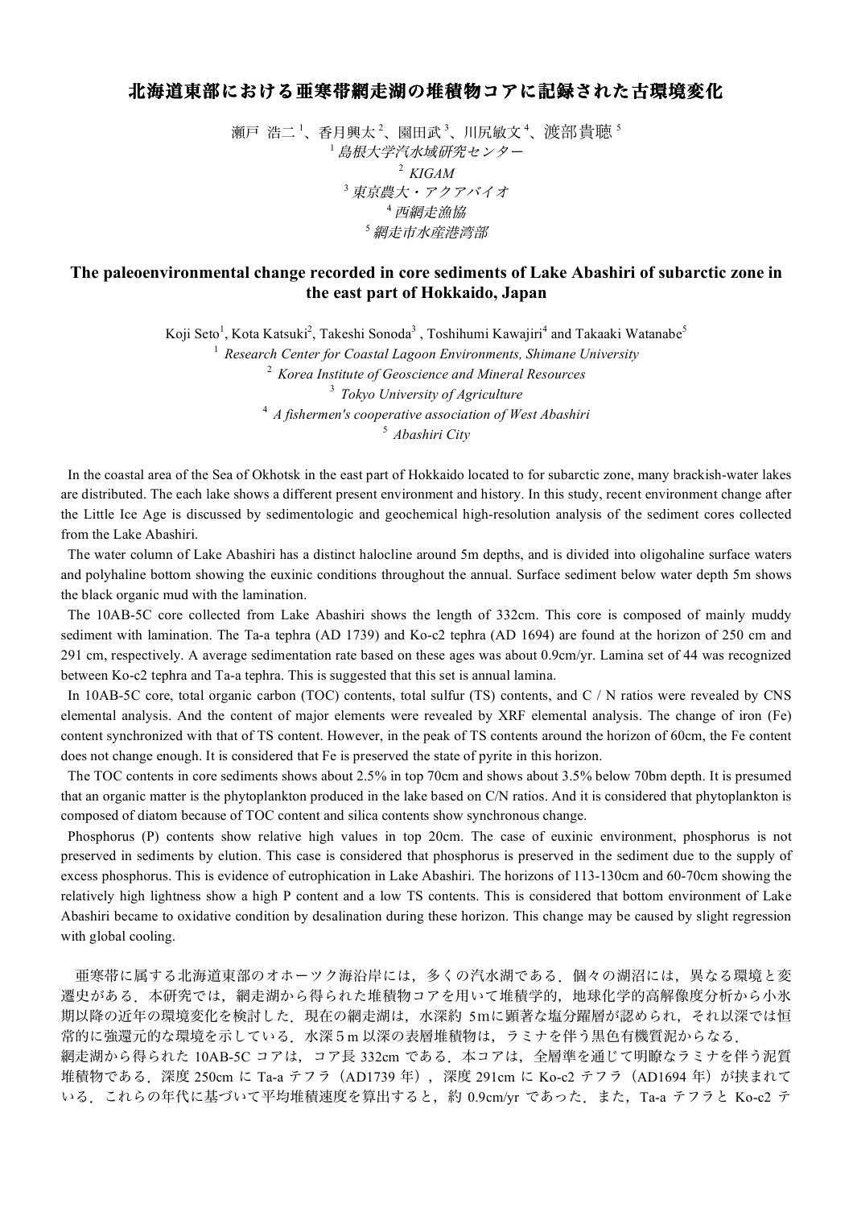# 北海道東部における亜寒帯網走湖の堆積物コアに記録された古環境変化

瀬戸 浩二[1]、香月興太[2]、園田武[3]、川尻敏文[4]、渡部貴聴[5]

[1] *島根大学汽水域研究センター*

[2] *KIGAM*

[3] *東京農大・アクアバイオ*

[4] *西網走漁協*

[5] *網走市水産港湾部*

## The paleoenvironmental change recorded in core sediments of Lake Abashiri of subarctic zone in the east part of Hokkaido, Japan

Koji Seto[1], Kota Katsuki[2], Takeshi Sonoda[3] , Toshihumi Kawajiri[4] and Takaaki Watanabe[5]

[1] *Research Center for Coastal Lagoon Environments, Shimane University*

[2] *Korea Institute of Geoscience and Mineral Resources*

[3] *Tokyo University of Agriculture*

[4] *A fishermen's cooperative association of West Abashiri*

[5] *Abashiri City*

In the coastal area of the Sea of Okhotsk in the east part of Hokkaido located to for subarctic zone, many brackish-water lakes are distributed. The each lake shows a different present environment and history. In this study, recent environment change after the Little Ice Age is discussed by sedimentologic and geochemical high-resolution analysis of the sediment cores collected from the Lake Abashiri.

The water column of Lake Abashiri has a distinct halocline around 5m depths, and is divided into oligohaline surface waters and polyhaline bottom showing the euxinic conditions throughout the annual. Surface sediment below water depth 5m shows the black organic mud with the lamination.

The 10AB-5C core collected from Lake Abashiri shows the length of 332cm. This core is composed of mainly muddy sediment with lamination. The Ta-a tephra (AD 1739) and Ko-c2 tephra (AD 1694) are found at the horizon of 250 cm and 291 cm, respectively. A average sedimentation rate based on these ages was about 0.9cm/yr. Lamina set of 44 was recognized between Ko-c2 tephra and Ta-a tephra. This is suggested that this set is annual lamina.

In 10AB-5C core, total organic carbon (TOC) contents, total sulfur (TS) contents, and C / N ratios were revealed by CNS elemental analysis. And the content of major elements were revealed by XRF elemental analysis. The change of iron (Fe) content synchronized with that of TS content. However, in the peak of TS contents around the horizon of 60cm, the Fe content does not change enough. It is considered that Fe is preserved the state of pyrite in this horizon.

The TOC contents in core sediments shows about 2.5% in top 70cm and shows about 3.5% below 70bm depth. It is presumed that an organic matter is the phytoplankton produced in the lake based on C/N ratios. And it is considered that phytoplankton is composed of diatom because of TOC content and silica contents show synchronous change.

Phosphorus (P) contents show relative high values in top 20cm. The case of euxinic environment, phosphorus is not preserved in sediments by elution. This case is considered that phosphorus is preserved in the sediment due to the supply of excess phosphorus. This is evidence of eutrophication in Lake Abashiri. The horizons of 113-130cm and 60-70cm showing the relatively high lightness show a high P content and a low TS contents. This is considered that bottom environment of Lake Abashiri became to oxidative condition by desalination during these horizon. This change may be caused by slight regression with global cooling.

亜寒帯に属する北海道東部のオホーツク海沿岸には，多くの汽水湖である．個々の湖沼には，異なる環境と変遷史がある．本研究では，網走湖から得られた堆積物コアを用いて堆積学的，地球化学的高解像度分析から小氷期以降の近年の環境変化を検討した．現在の網走湖は，水深約 5mに顕著な塩分躍層が認められ，それ以深では恒常的に強還元的な環境を示している．水深５m 以深の表層堆積物は，ラミナを伴う黒色有機質泥からなる．

網走湖から得られた 10AB-5C コアは，コア長 332cm である．本コアは，全層準を通じて明瞭なラミナを伴う泥質堆積物である．深度 250cm に Ta-a テフラ（AD1739 年），深度 291cm に Ko-c2 テフラ（AD1694 年）が挟まれている．これらの年代に基づいて平均堆積速度を算出すると，約 0.9cm/yr であった．また，Ta-a テフラと Ko-c2 テ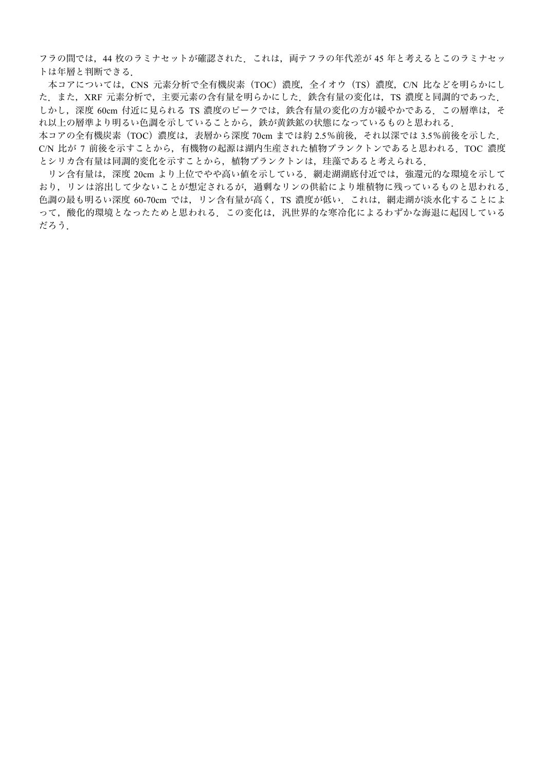フラの間では，44 枚のラミナセットが確認された．これは，両テフラの年代差が 45 年と考えるとこのラミナセットは年層と判断できる．

本コアについては，CNS 元素分析で全有機炭素（TOC）濃度，全イオウ（TS）濃度，C/N 比などを明らかにした．また，XRF 元素分析で，主要元素の含有量を明らかにした．鉄含有量の変化は，TS 濃度と同調的であった．しかし，深度 60cm 付近に見られる TS 濃度のピークでは，鉄含有量の変化の方が緩やかである．この層準は，それ以上の層準より明るい色調を示していることから，鉄が黄鉄鉱の状態になっているものと思われる．
本コアの全有機炭素（TOC）濃度は，表層から深度 70cm までは約 2.5％前後，それ以深では 3.5％前後を示した．C/N 比が 7 前後を示すことから，有機物の起源は湖内生産された植物プランクトンであると思われる．TOC 濃度とシリカ含有量は同調的変化を示すことから，植物プランクトンは，珪藻であると考えられる．

リン含有量は，深度 20cm より上位でやや高い値を示している．網走湖湖底付近では，強還元的な環境を示しており，リンは溶出して少ないことが想定されるが，過剰なリンの供給により堆積物に残っているものと思われる．色調の最も明るい深度 60-70cm では，リン含有量が高く，TS 濃度が低い．これは，網走湖が淡水化することによって，酸化的環境となったためと思われる．この変化は，汎世界的な寒冷化によるわずかな海退に起因しているだろう．